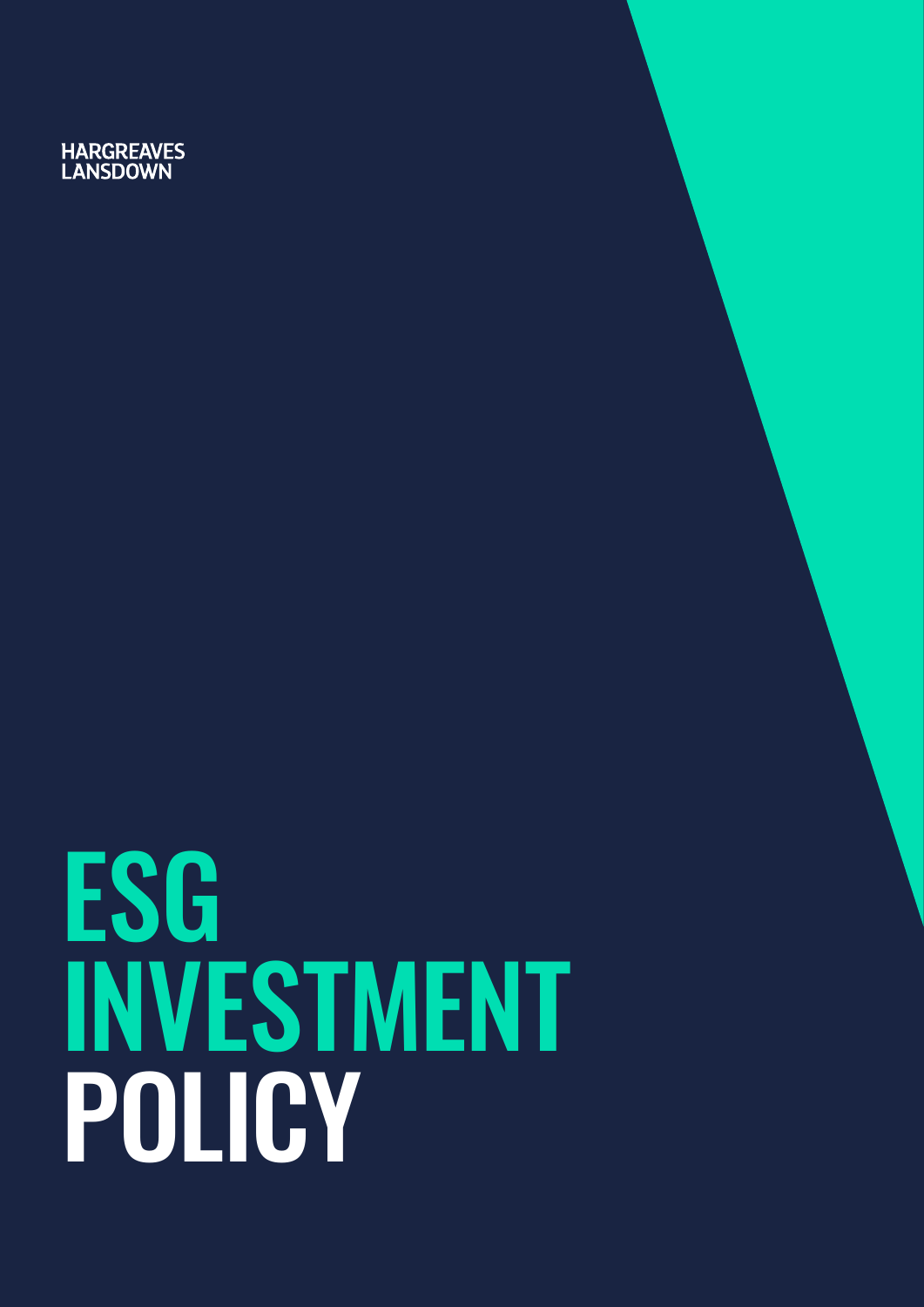HARGREAVES LANSDOWN

# ESG INVESTMENT POLICY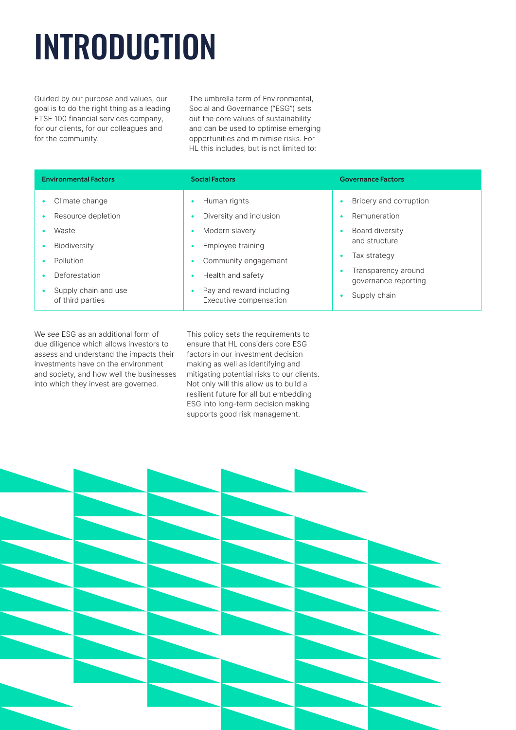# INTRODUCTION

Guided by our purpose and values, our goal is to do the right thing as a leading FTSE 100 financial services company, for our clients, for our colleagues and for the community.

The umbrella term of Environmental, Social and Governance ("ESG") sets out the core values of sustainability and can be used to optimise emerging opportunities and minimise risks. For HL this includes, but is not limited to:

| Environmental Factors | Social Factors | Governance Factors |
| --- | --- | --- |
| • Climate change<br>• Resource depletion<br>• Waste<br>• Biodiversity<br>• Pollution<br>• Deforestation<br>• Supply chain and use of third parties | • Human rights<br>• Diversity and inclusion<br>• Modern slavery<br>• Employee training<br>• Community engagement<br>• Health and safety<br>• Pay and reward including Executive compensation | • Bribery and corruption<br>• Remuneration<br>• Board diversity and structure<br>• Tax strategy<br>• Transparency around governance reporting<br>• Supply chain |

We see ESG as an additional form of due diligence which allows investors to assess and understand the impacts their investments have on the environment and society, and how well the businesses into which they invest are governed.

This policy sets the requirements to ensure that HL considers core ESG factors in our investment decision making as well as identifying and mitigating potential risks to our clients. Not only will this allow us to build a resilient future for all but embedding ESG into long-term decision making supports good risk management.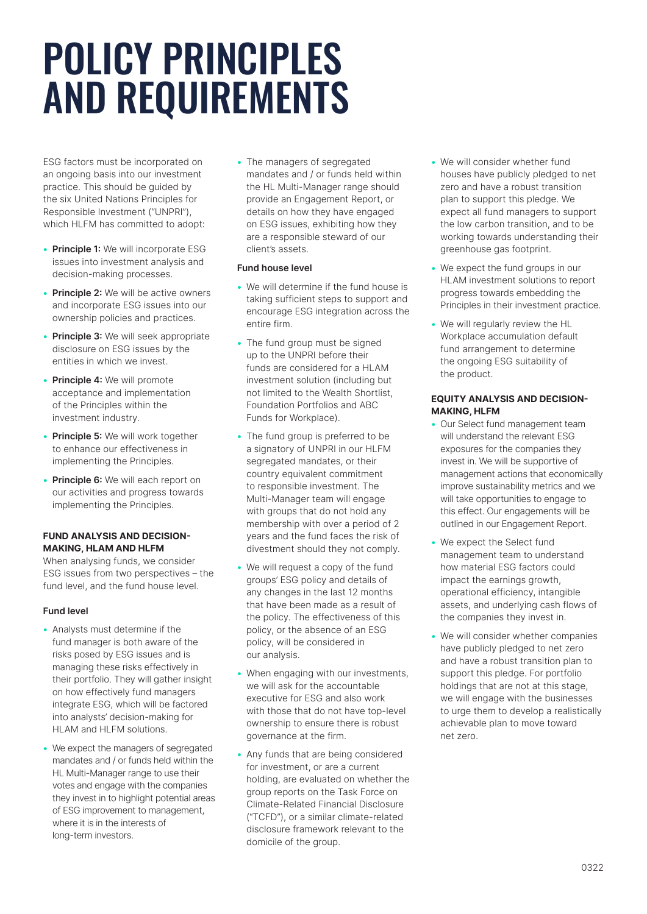# POLICY PRINCIPLES AND REQUIREMENTS

ESG factors must be incorporated on an ongoing basis into our investment practice. This should be guided by the six United Nations Principles for Responsible Investment ("UNPRI"), which HLFM has committed to adopt:

- **Principle 1:** We will incorporate ESG issues into investment analysis and decision-making processes.
- **Principle 2:** We will be active owners and incorporate ESG issues into our ownership policies and practices.
- **Principle 3:** We will seek appropriate disclosure on ESG issues by the entities in which we invest.
- **Principle 4:** We will promote acceptance and implementation of the Principles within the investment industry.
- **Principle 5:** We will work together to enhance our effectiveness in implementing the Principles.
- **Principle 6:** We will each report on our activities and progress towards implementing the Principles.

### FUND ANALYSIS AND DECISION-MAKING, HLAM AND HLFM

When analysing funds, we consider ESG issues from two perspectives – the fund level, and the fund house level.

#### Fund level

- Analysts must determine if the fund manager is both aware of the risks posed by ESG issues and is managing these risks effectively in their portfolio. They will gather insight on how effectively fund managers integrate ESG, which will be factored into analysts' decision-making for HLAM and HLFM solutions.
- We expect the managers of segregated mandates and / or funds held within the HL Multi-Manager range to use their votes and engage with the companies they invest in to highlight potential areas of ESG improvement to management, where it is in the interests of long-term investors.
- The managers of segregated mandates and / or funds held within the HL Multi-Manager range should provide an Engagement Report, or details on how they have engaged on ESG issues, exhibiting how they are a responsible steward of our client's assets.

#### Fund house level

- We will determine if the fund house is taking sufficient steps to support and encourage ESG integration across the entire firm.
- The fund group must be signed up to the UNPRI before their funds are considered for a HLAM investment solution (including but not limited to the Wealth Shortlist, Foundation Portfolios and ABC Funds for Workplace).
- The fund group is preferred to be a signatory of UNPRI in our HLFM segregated mandates, or their country equivalent commitment to responsible investment. The Multi-Manager team will engage with groups that do not hold any membership with over a period of 2 years and the fund faces the risk of divestment should they not comply.
- We will request a copy of the fund groups' ESG policy and details of any changes in the last 12 months that have been made as a result of the policy. The effectiveness of this policy, or the absence of an ESG policy, will be considered in our analysis.
- When engaging with our investments, we will ask for the accountable executive for ESG and also work with those that do not have top-level ownership to ensure there is robust governance at the firm.
- Any funds that are being considered for investment, or are a current holding, are evaluated on whether the group reports on the Task Force on Climate-Related Financial Disclosure ("TCFD"), or a similar climate-related disclosure framework relevant to the domicile of the group.
- We will consider whether fund houses have publicly pledged to net zero and have a robust transition plan to support this pledge. We expect all fund managers to support the low carbon transition, and to be working towards understanding their greenhouse gas footprint.
- We expect the fund groups in our HLAM investment solutions to report progress towards embedding the Principles in their investment practice.
- We will regularly review the HL Workplace accumulation default fund arrangement to determine the ongoing ESG suitability of the product.

### EQUITY ANALYSIS AND DECISION-MAKING, HLFM

- Our Select fund management team will understand the relevant ESG exposures for the companies they invest in. We will be supportive of management actions that economically improve sustainability metrics and we will take opportunities to engage to this effect. Our engagements will be outlined in our Engagement Report.
- We expect the Select fund management team to understand how material ESG factors could impact the earnings growth, operational efficiency, intangible assets, and underlying cash flows of the companies they invest in.
- We will consider whether companies have publicly pledged to net zero and have a robust transition plan to support this pledge. For portfolio holdings that are not at this stage, we will engage with the businesses to urge them to develop a realistically achievable plan to move toward net zero.